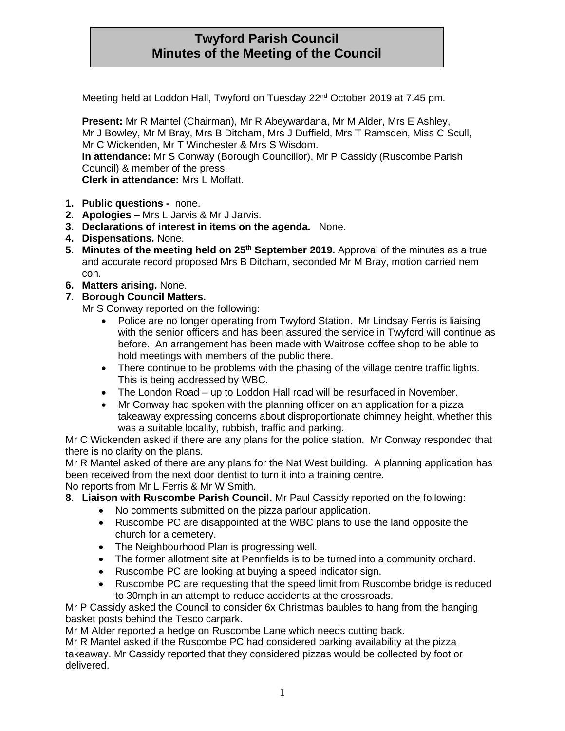# Twyford Parish Council
## Minutes of the Meeting of the Council

Meeting held at Loddon Hall, Twyford on Tuesday 22nd October 2019 at 7.45 pm.

**Present:** Mr R Mantel (Chairman), Mr R Abeywardana, Mr M Alder, Mrs E Ashley, Mr J Bowley, Mr M Bray, Mrs B Ditcham, Mrs J Duffield, Mrs T Ramsden, Miss C Scull, Mr C Wickenden, Mr T Winchester & Mrs S Wisdom.
**In attendance:** Mr S Conway (Borough Councillor), Mr P Cassidy (Ruscombe Parish Council) & member of the press.
**Clerk in attendance:** Mrs L Moffatt.

1. **Public questions -** none.
2. **Apologies –** Mrs L Jarvis & Mr J Jarvis.
3. **Declarations of interest in items on the agenda.** None.
4. **Dispensations.** None.
5. **Minutes of the meeting held on 25th September 2019.** Approval of the minutes as a true and accurate record proposed Mrs B Ditcham, seconded Mr M Bray, motion carried nem con.
6. **Matters arising.** None.
7. **Borough Council Matters.**
   Mr S Conway reported on the following:
   - Police are no longer operating from Twyford Station. Mr Lindsay Ferris is liaising with the senior officers and has been assured the service in Twyford will continue as before. An arrangement has been made with Waitrose coffee shop to be able to hold meetings with members of the public there.
   - There continue to be problems with the phasing of the village centre traffic lights. This is being addressed by WBC.
   - The London Road – up to Loddon Hall road will be resurfaced in November.
   - Mr Conway had spoken with the planning officer on an application for a pizza takeaway expressing concerns about disproportionate chimney height, whether this was a suitable locality, rubbish, traffic and parking.

   Mr C Wickenden asked if there are any plans for the police station. Mr Conway responded that there is no clarity on the plans.
   Mr R Mantel asked of there are any plans for the Nat West building. A planning application has been received from the next door dentist to turn it into a training centre.
   No reports from Mr L Ferris & Mr W Smith.
8. **Liaison with Ruscombe Parish Council.** Mr Paul Cassidy reported on the following:
   - No comments submitted on the pizza parlour application.
   - Ruscombe PC are disappointed at the WBC plans to use the land opposite the church for a cemetery.
   - The Neighbourhood Plan is progressing well.
   - The former allotment site at Pennfields is to be turned into a community orchard.
   - Ruscombe PC are looking at buying a speed indicator sign.
   - Ruscombe PC are requesting that the speed limit from Ruscombe bridge is reduced to 30mph in an attempt to reduce accidents at the crossroads.

   Mr P Cassidy asked the Council to consider 6x Christmas baubles to hang from the hanging basket posts behind the Tesco carpark.
   Mr M Alder reported a hedge on Ruscombe Lane which needs cutting back.
   Mr R Mantel asked if the Ruscombe PC had considered parking availability at the pizza takeaway. Mr Cassidy reported that they considered pizzas would be collected by foot or delivered.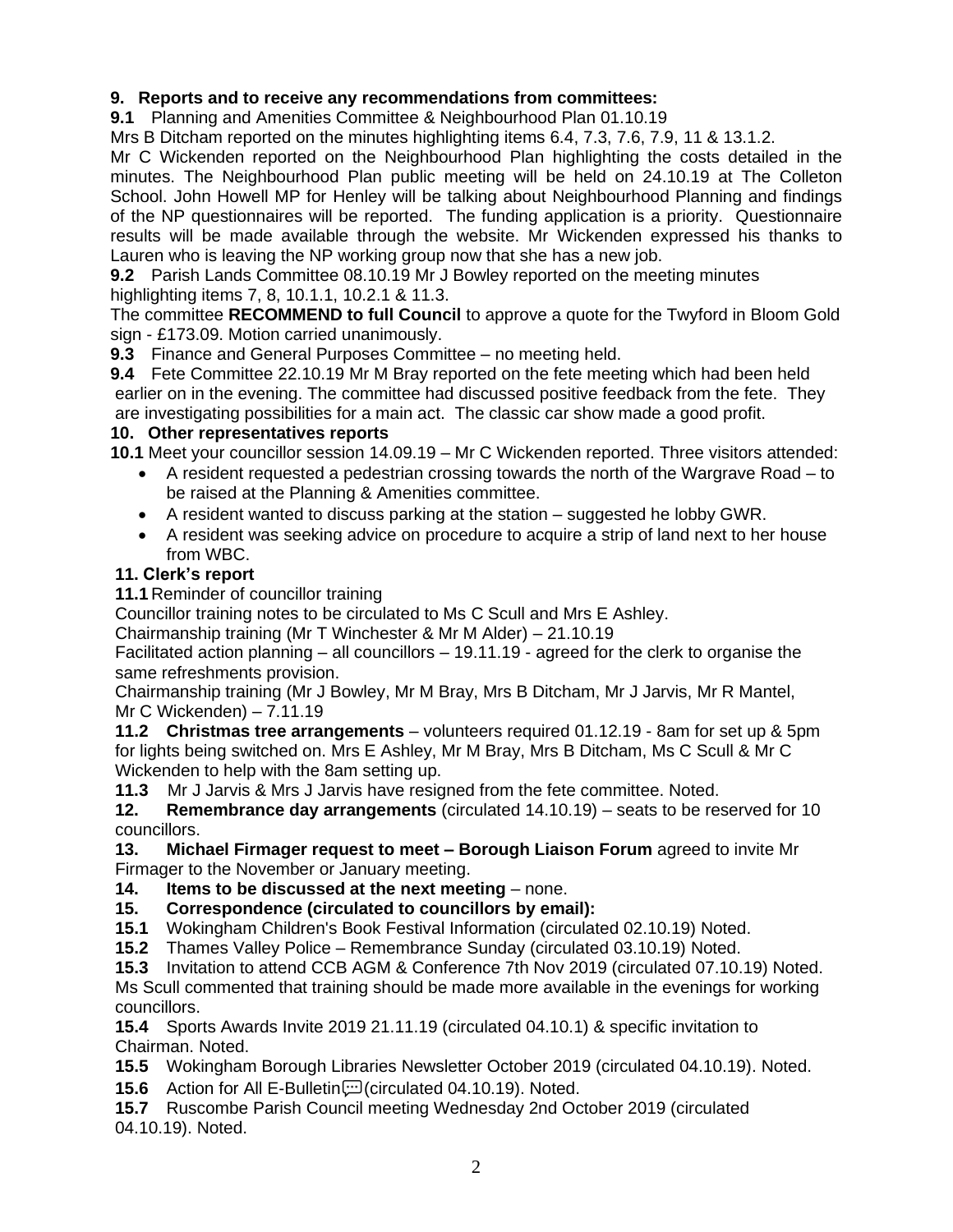**9. Reports and to receive any recommendations from committees:**

**9.1** Planning and Amenities Committee & Neighbourhood Plan 01.10.19

Mrs B Ditcham reported on the minutes highlighting items 6.4, 7.3, 7.6, 7.9, 11 & 13.1.2.

Mr C Wickenden reported on the Neighbourhood Plan highlighting the costs detailed in the minutes. The Neighbourhood Plan public meeting will be held on 24.10.19 at The Colleton School. John Howell MP for Henley will be talking about Neighbourhood Planning and findings of the NP questionnaires will be reported. The funding application is a priority. Questionnaire results will be made available through the website. Mr Wickenden expressed his thanks to Lauren who is leaving the NP working group now that she has a new job.

**9.2** Parish Lands Committee 08.10.19 Mr J Bowley reported on the meeting minutes highlighting items 7, 8, 10.1.1, 10.2.1 & 11.3.

The committee **RECOMMEND to full Council** to approve a quote for the Twyford in Bloom Gold sign - £173.09. Motion carried unanimously.

**9.3** Finance and General Purposes Committee – no meeting held.

**9.4** Fete Committee 22.10.19 Mr M Bray reported on the fete meeting which had been held earlier on in the evening. The committee had discussed positive feedback from the fete. They are investigating possibilities for a main act. The classic car show made a good profit.

**10. Other representatives reports**

**10.1** Meet your councillor session 14.09.19 – Mr C Wickenden reported. Three visitors attended:

- A resident requested a pedestrian crossing towards the north of the Wargrave Road – to be raised at the Planning & Amenities committee.
- A resident wanted to discuss parking at the station – suggested he lobby GWR.
- A resident was seeking advice on procedure to acquire a strip of land next to her house from WBC.

**11. Clerk's report**

**11.1** Reminder of councillor training

Councillor training notes to be circulated to Ms C Scull and Mrs E Ashley.

Chairmanship training (Mr T Winchester & Mr M Alder) – 21.10.19

Facilitated action planning – all councillors – 19.11.19 - agreed for the clerk to organise the same refreshments provision.

Chairmanship training (Mr J Bowley, Mr M Bray, Mrs B Ditcham, Mr J Jarvis, Mr R Mantel, Mr C Wickenden) – 7.11.19

**11.2** **Christmas tree arrangements** – volunteers required 01.12.19 - 8am for set up & 5pm for lights being switched on. Mrs E Ashley, Mr M Bray, Mrs B Ditcham, Ms C Scull & Mr C Wickenden to help with the 8am setting up.

**11.3** Mr J Jarvis & Mrs J Jarvis have resigned from the fete committee. Noted.

**12. Remembrance day arrangements** (circulated 14.10.19) – seats to be reserved for 10 councillors.

**13. Michael Firmager request to meet – Borough Liaison Forum** agreed to invite Mr Firmager to the November or January meeting.

**14. Items to be discussed at the next meeting** – none.

**15. Correspondence (circulated to councillors by email):**

**15.1** Wokingham Children's Book Festival Information (circulated 02.10.19) Noted.

**15.2** Thames Valley Police – Remembrance Sunday (circulated 03.10.19) Noted.

**15.3** Invitation to attend CCB AGM & Conference 7th Nov 2019 (circulated 07.10.19) Noted. Ms Scull commented that training should be made more available in the evenings for working councillors.

**15.4** Sports Awards Invite 2019 21.11.19 (circulated 04.10.1) & specific invitation to Chairman. Noted.

**15.5** Wokingham Borough Libraries Newsletter October 2019 (circulated 04.10.19). Noted.

**15.6** Action for All E-Bulletin (circulated 04.10.19). Noted.

**15.7** Ruscombe Parish Council meeting Wednesday 2nd October 2019 (circulated 04.10.19). Noted.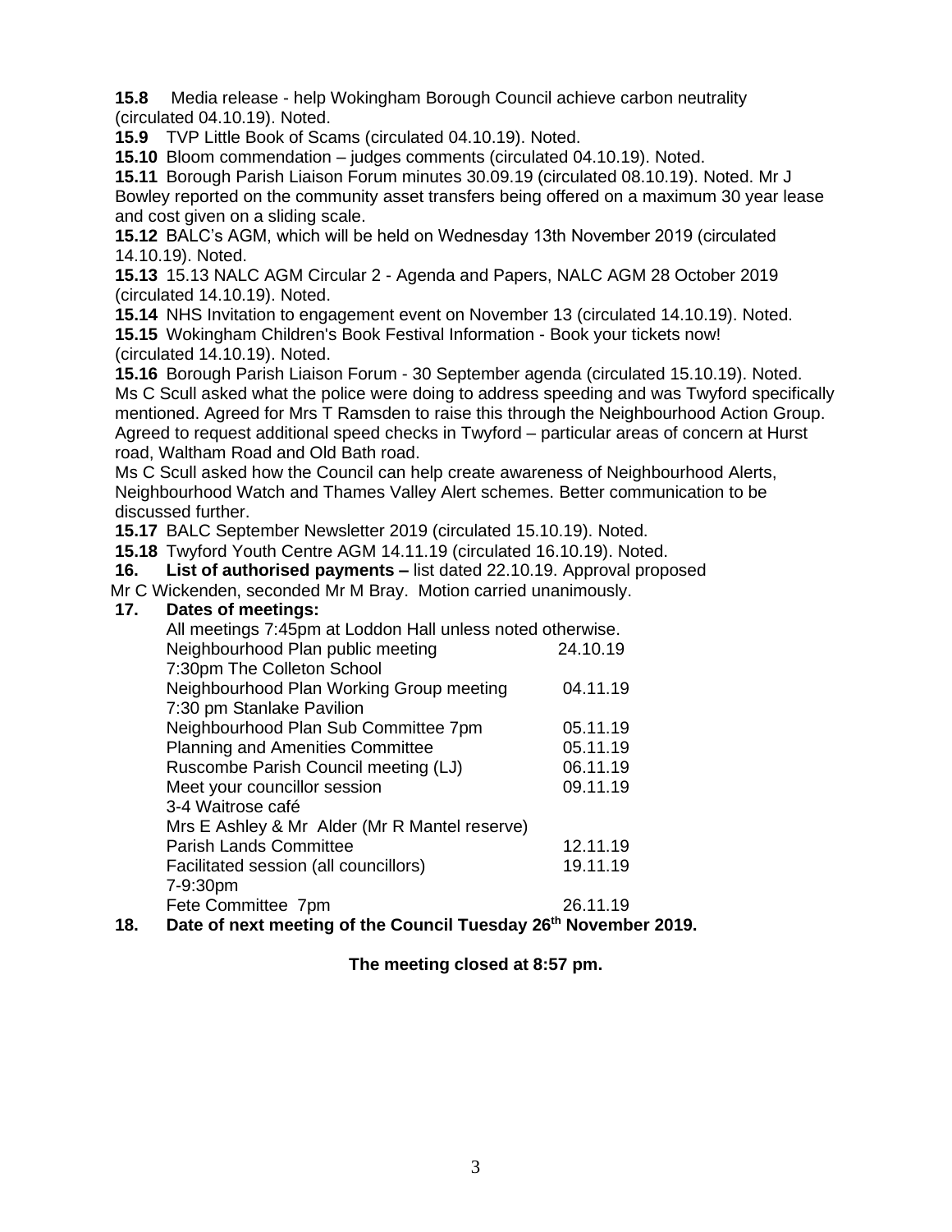**15.8** Media release - help Wokingham Borough Council achieve carbon neutrality (circulated 04.10.19). Noted.

**15.9** TVP Little Book of Scams (circulated 04.10.19). Noted.

**15.10** Bloom commendation – judges comments (circulated 04.10.19). Noted.

**15.11** Borough Parish Liaison Forum minutes 30.09.19 (circulated 08.10.19). Noted. Mr J Bowley reported on the community asset transfers being offered on a maximum 30 year lease and cost given on a sliding scale.

**15.12** BALC's AGM, which will be held on Wednesday 13th November 2019 (circulated 14.10.19). Noted.

**15.13** 15.13 NALC AGM Circular 2 - Agenda and Papers, NALC AGM 28 October 2019 (circulated 14.10.19). Noted.

**15.14** NHS Invitation to engagement event on November 13 (circulated 14.10.19). Noted.

**15.15** Wokingham Children's Book Festival Information - Book your tickets now! (circulated 14.10.19). Noted.

**15.16** Borough Parish Liaison Forum - 30 September agenda (circulated 15.10.19). Noted. Ms C Scull asked what the police were doing to address speeding and was Twyford specifically mentioned. Agreed for Mrs T Ramsden to raise this through the Neighbourhood Action Group. Agreed to request additional speed checks in Twyford – particular areas of concern at Hurst road, Waltham Road and Old Bath road.

Ms C Scull asked how the Council can help create awareness of Neighbourhood Alerts, Neighbourhood Watch and Thames Valley Alert schemes. Better communication to be discussed further.

**15.17** BALC September Newsletter 2019 (circulated 15.10.19). Noted.

**15.18** Twyford Youth Centre AGM 14.11.19 (circulated 16.10.19). Noted.

**16. List of authorised payments –** list dated 22.10.19. Approval proposed Mr C Wickenden, seconded Mr M Bray. Motion carried unanimously.

**17. Dates of meetings:**

All meetings 7:45pm at Loddon Hall unless noted otherwise.

| | |
|---|---|
| Neighbourhood Plan public meeting<br>7:30pm The Colleton School | 24.10.19 |
| Neighbourhood Plan Working Group meeting<br>7:30 pm Stanlake Pavilion | 04.11.19 |
| Neighbourhood Plan Sub Committee 7pm | 05.11.19 |
| Planning and Amenities Committee | 05.11.19 |
| Ruscombe Parish Council meeting (LJ) | 06.11.19 |
| Meet your councillor session<br>3-4 Waitrose café<br>Mrs E Ashley & Mr Alder (Mr R Mantel reserve) | 09.11.19 |
| Parish Lands Committee | 12.11.19 |
| Facilitated session (all councillors)<br>7-9:30pm | 19.11.19 |
| Fete Committee 7pm | 26.11.19 |

**18. Date of next meeting of the Council Tuesday 26th November 2019.**

**The meeting closed at 8:57 pm.**